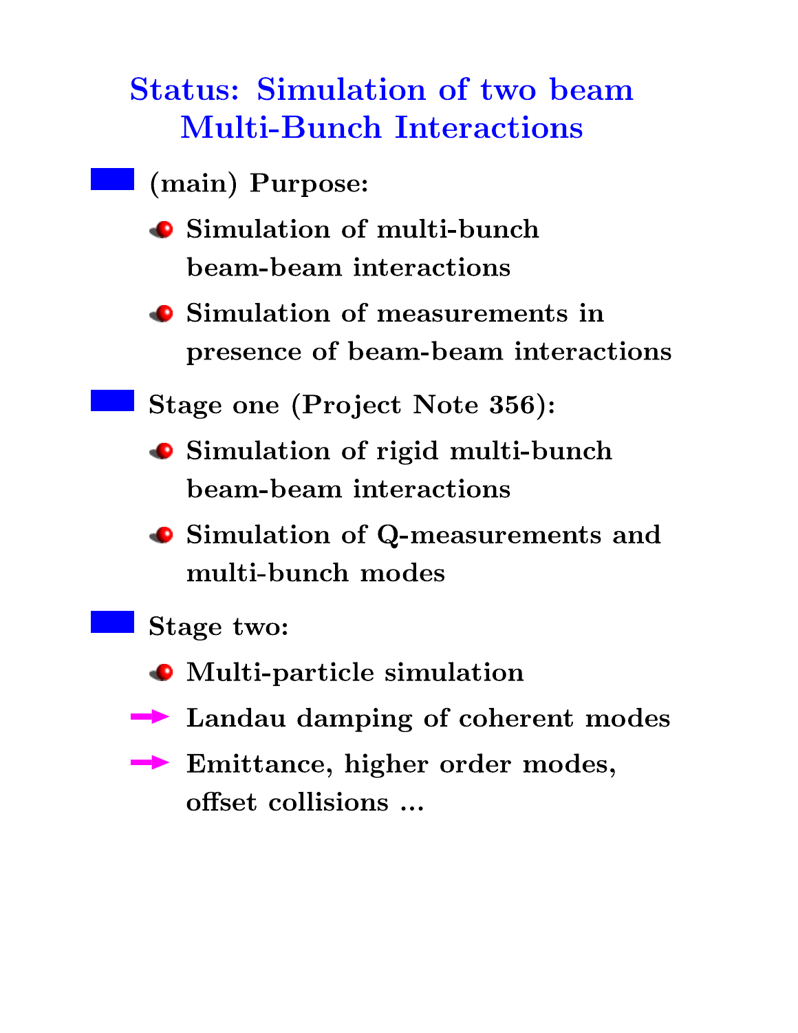# Status: Simulation of two beam Multi-Bunch Interactions

- **(main) Purpose:**
  - **Simulation of multi-bunch beam-beam interactions**
  - **Simulation of measurements in presence of beam-beam interactions**
- **Stage one (Project Note 356):**
  - **Simulation of rigid multi-bunch beam-beam interactions**
  - **Simulation of Q-measurements and multi-bunch modes**
- **Stage two:**
  - **Multi-particle simulation**
  - → **Landau damping of coherent modes**
  - → **Emittance, higher order modes, offset collisions ...**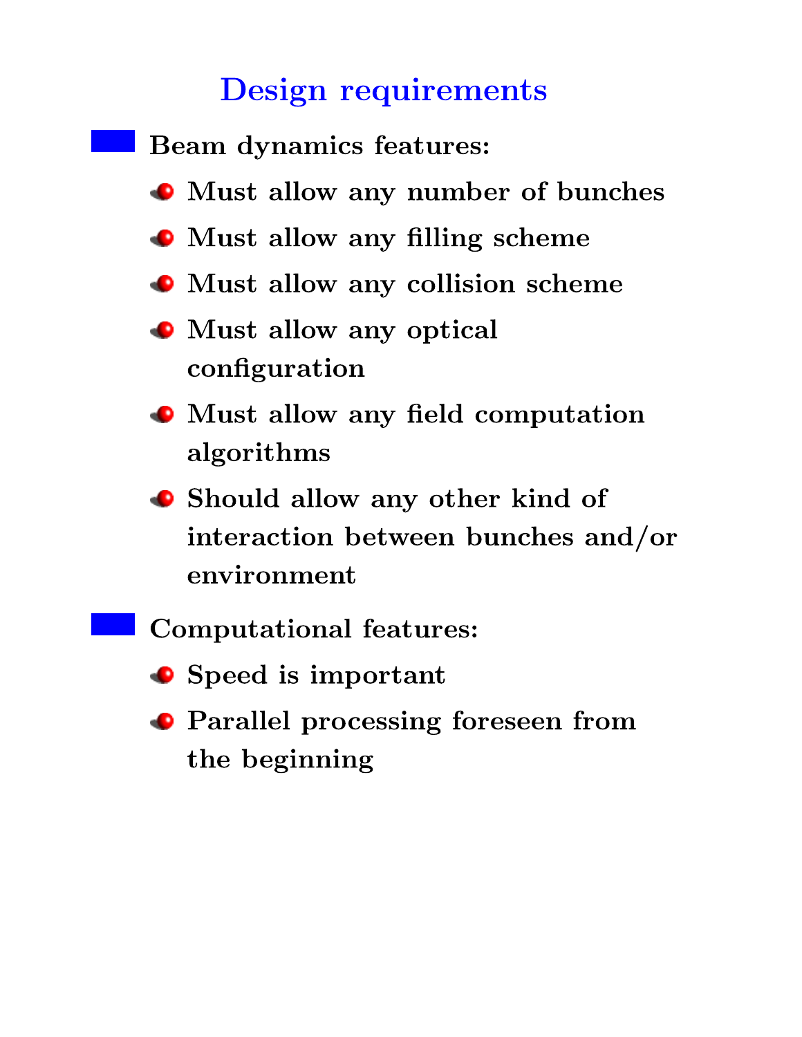# Design requirements

- **Beam dynamics features:**
  - **Must allow any number of bunches**
  - **Must allow any filling scheme**
  - **Must allow any collision scheme**
  - **Must allow any optical configuration**
  - **Must allow any field computation algorithms**
  - **Should allow any other kind of interaction between bunches and/or environment**
- **Computational features:**
  - **Speed is important**
  - **Parallel processing foreseen from the beginning**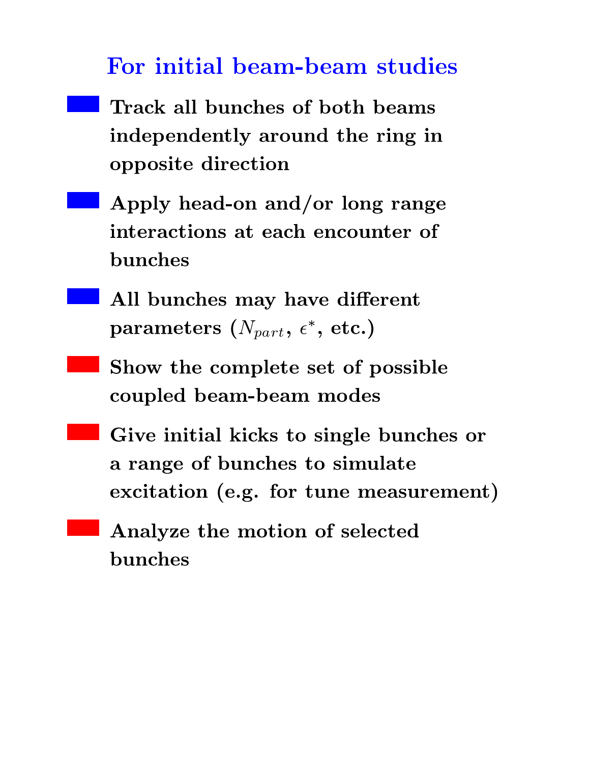## For initial beam-beam studies

- **Track all bunches of both beams independently around the ring in opposite direction**
- **Apply head-on and/or long range interactions at each encounter of bunches**
- **All bunches may have different parameters ($N_{part}$, $\epsilon^*$, etc.)**
- **Show the complete set of possible coupled beam-beam modes**
- **Give initial kicks to single bunches or a range of bunches to simulate excitation (e.g. for tune measurement)**
- **Analyze the motion of selected bunches**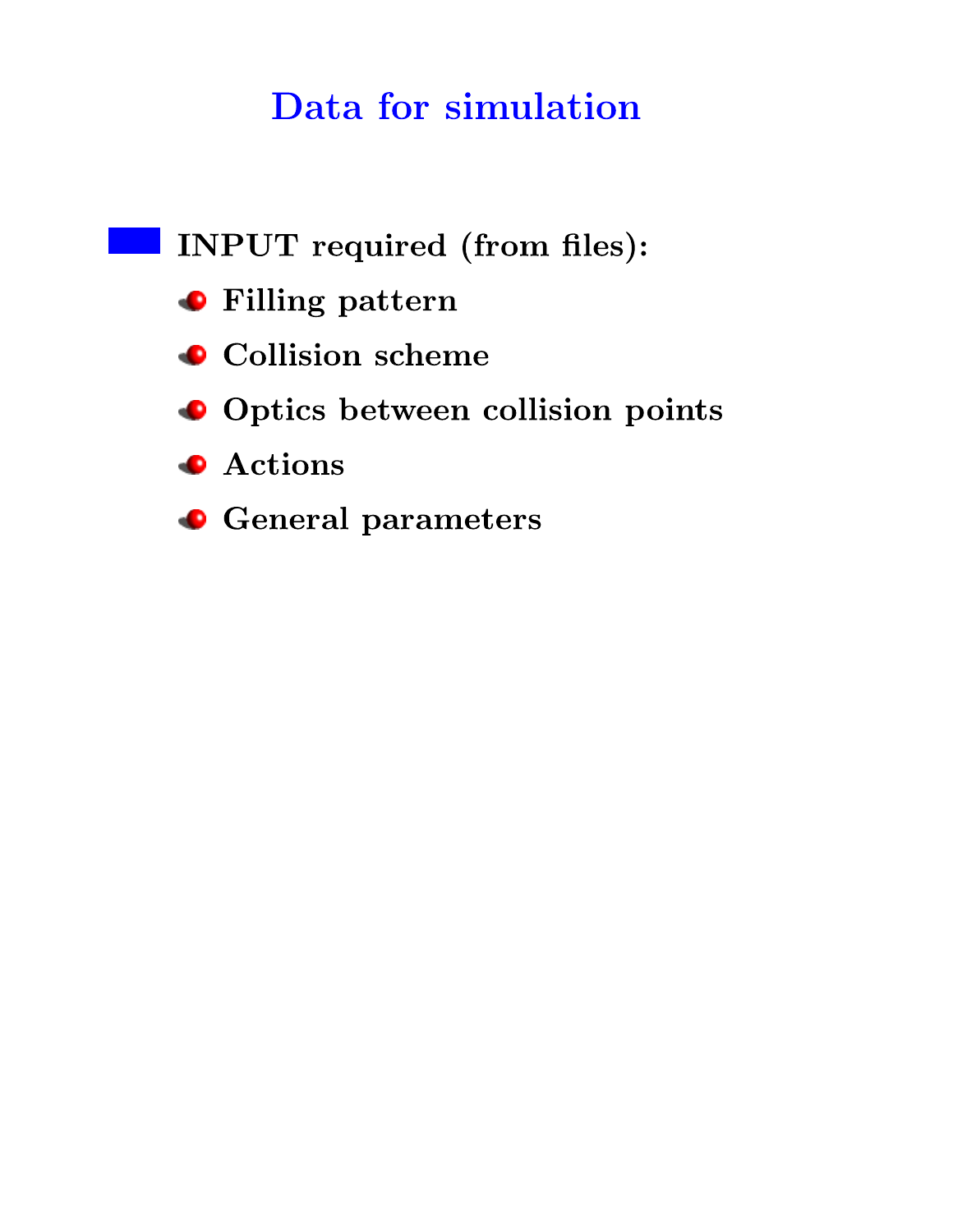# Data for simulation

- **INPUT required (from files):**
  - **Filling pattern**
  - **Collision scheme**
  - **Optics between collision points**
  - **Actions**
  - **General parameters**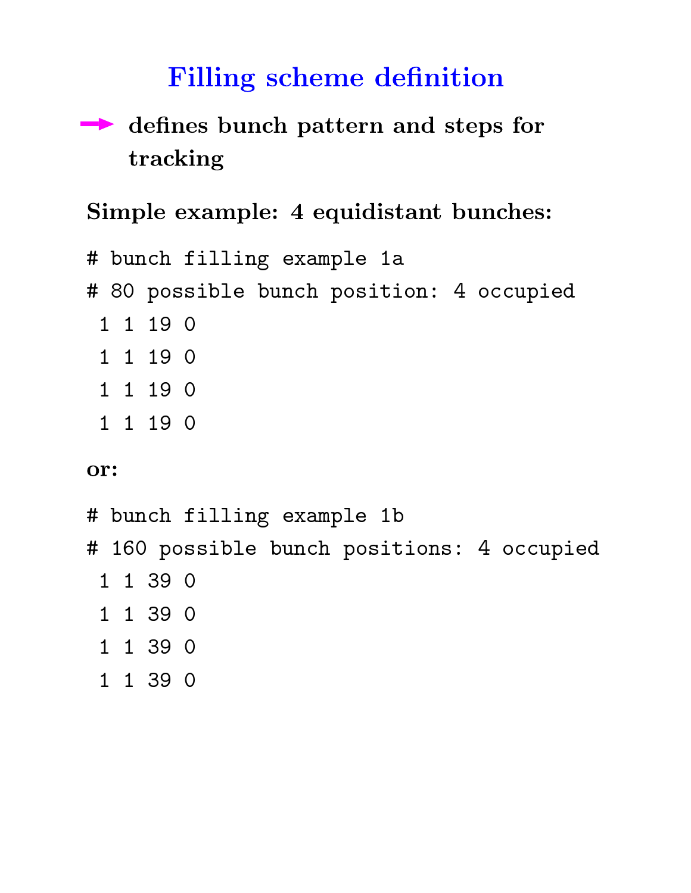# Filling scheme definition

→ **defines bunch pattern and steps for tracking**

**Simple example: 4 equidistant bunches:**

```
# bunch filling example 1a
# 80 possible bunch position: 4 occupied
 1 1 19 0
 1 1 19 0
 1 1 19 0
 1 1 19 0
```

**or:**

```
# bunch filling example 1b
# 160 possible bunch positions: 4 occupied
 1 1 39 0
 1 1 39 0
 1 1 39 0
 1 1 39 0
```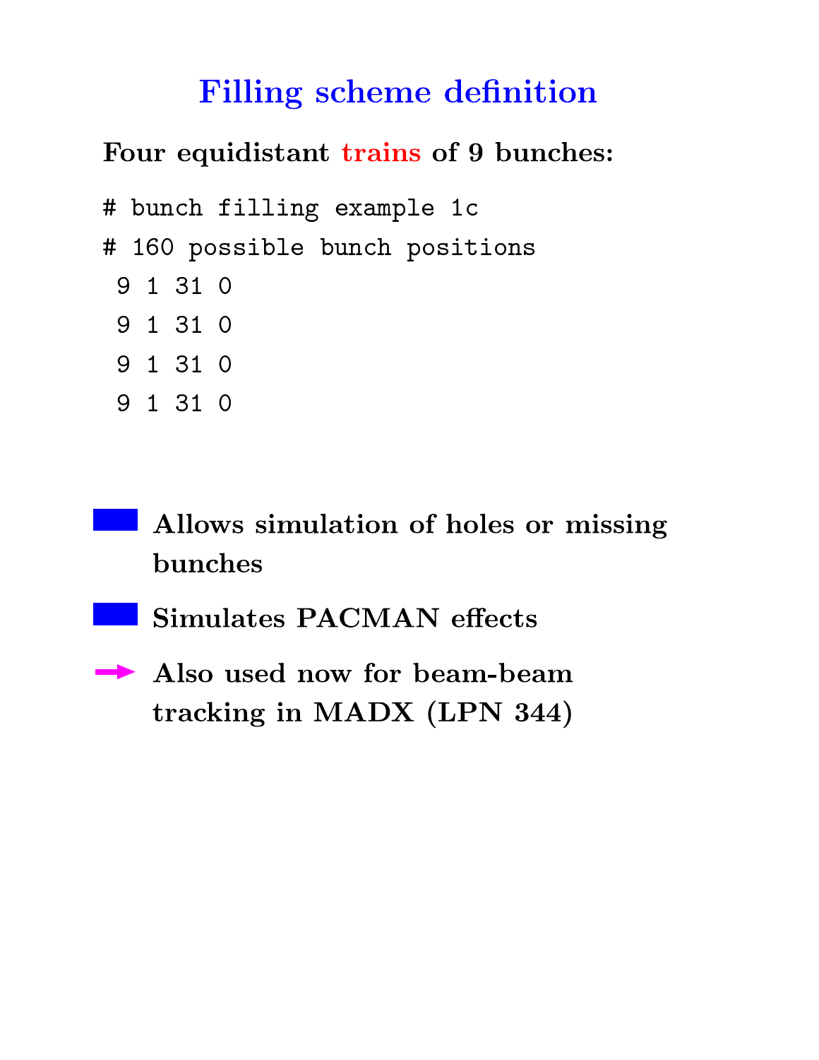# Filling scheme definition

**Four equidistant trains of 9 bunches:**

```
# bunch filling example 1c
# 160 possible bunch positions
 9 1 31 0
 9 1 31 0
 9 1 31 0
 9 1 31 0
```

- **Allows simulation of holes or missing bunches**
- **Simulates PACMAN effects**

→ **Also used now for beam-beam tracking in MADX (LPN 344)**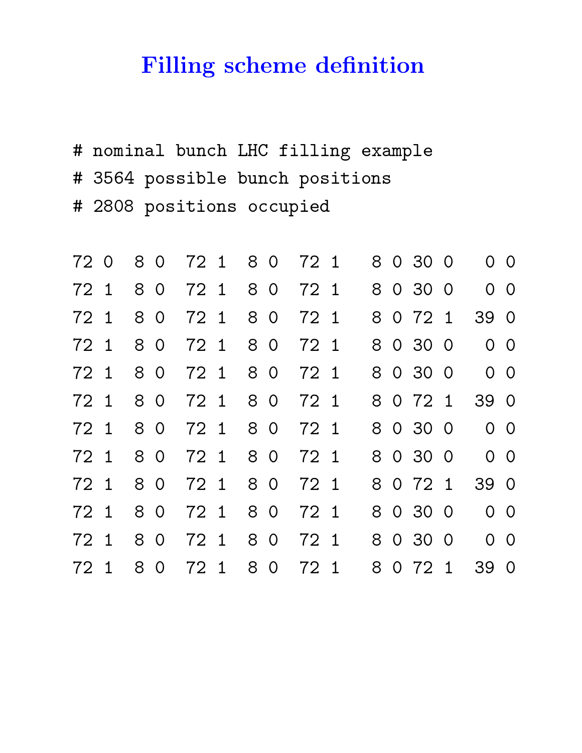# Filling scheme definition

```
# nominal bunch LHC filling example
# 3564 possible bunch positions
# 2808 positions occupied

72 0   8 0  72 1  8 0  72 1   8 0 30 0   0 0
72 1   8 0  72 1  8 0  72 1   8 0 30 0   0 0
72 1   8 0  72 1  8 0  72 1   8 0 72 1  39 0
72 1   8 0  72 1  8 0  72 1   8 0 30 0   0 0
72 1   8 0  72 1  8 0  72 1   8 0 30 0   0 0
72 1   8 0  72 1  8 0  72 1   8 0 72 1  39 0
72 1   8 0  72 1  8 0  72 1   8 0 30 0   0 0
72 1   8 0  72 1  8 0  72 1   8 0 30 0   0 0
72 1   8 0  72 1  8 0  72 1   8 0 72 1  39 0
72 1   8 0  72 1  8 0  72 1   8 0 30 0   0 0
72 1   8 0  72 1  8 0  72 1   8 0 30 0   0 0
72 1   8 0  72 1  8 0  72 1   8 0 72 1  39 0
```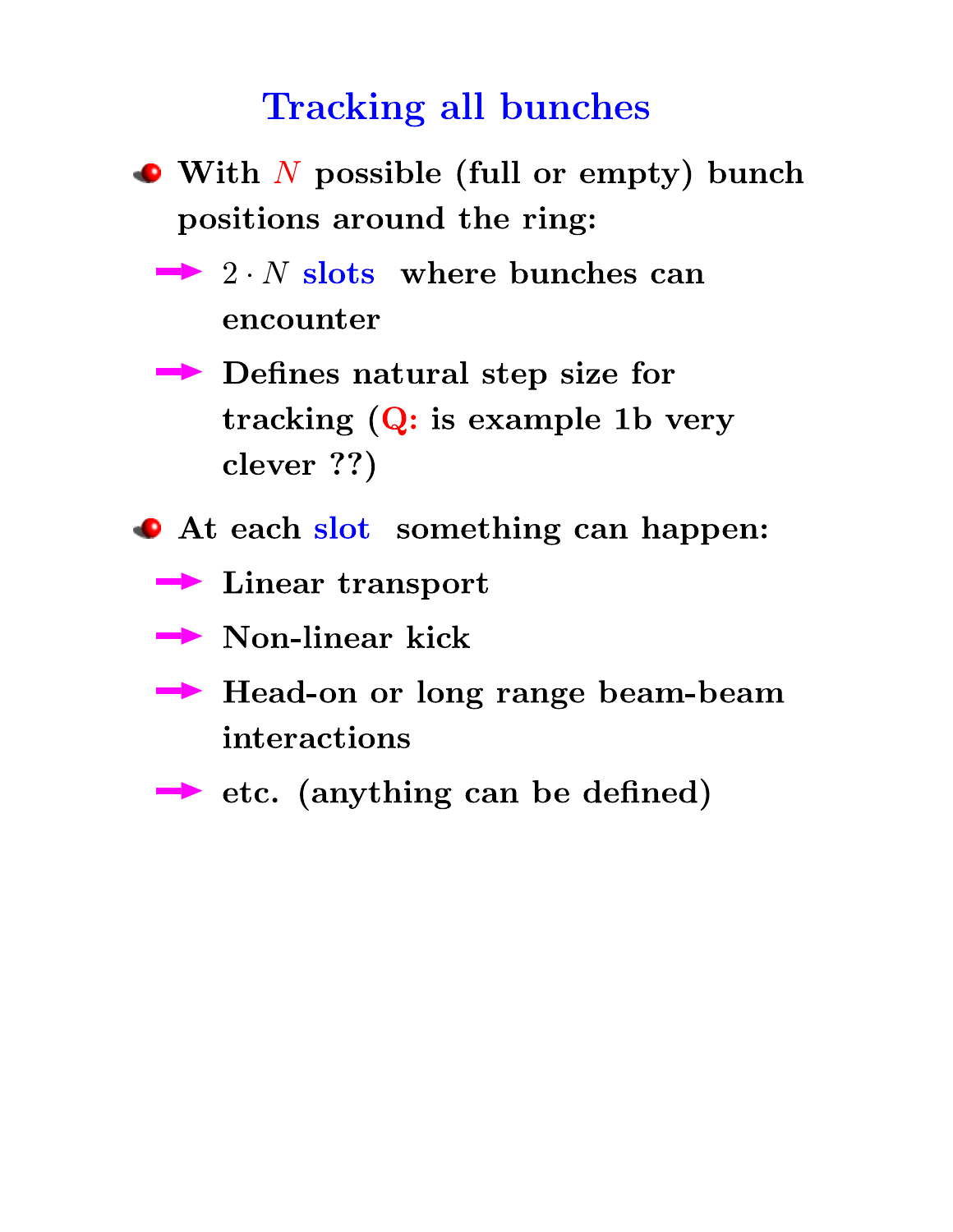# Tracking all bunches

- **With $N$ possible (full or empty) bunch positions around the ring:**
  - → $2 \cdot N$ **slots where bunches can encounter**
  - → **Defines natural step size for tracking (Q: is example 1b very clever ??)**
- **At each slot something can happen:**
  - → **Linear transport**
  - → **Non-linear kick**
  - → **Head-on or long range beam-beam interactions**
  - → **etc. (anything can be defined)**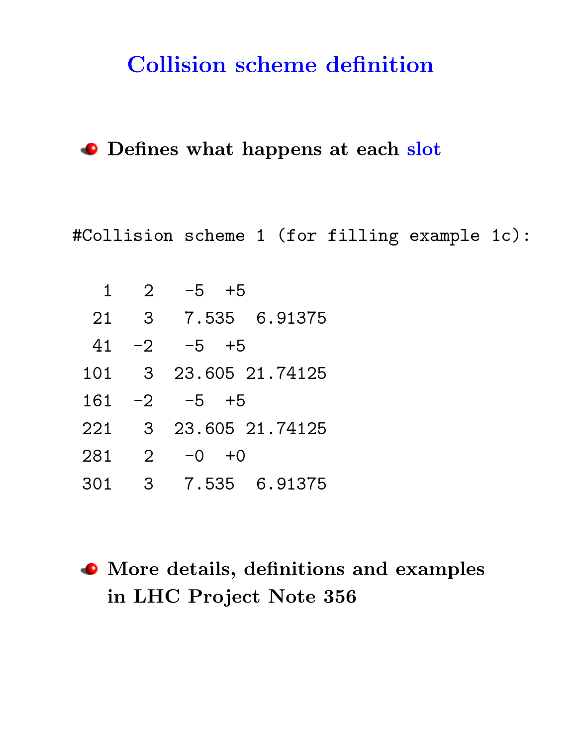# Collision scheme definition

- **Defines what happens at each slot**

```
#Collision scheme 1 (for filling example 1c):

  1   2   -5  +5
 21   3   7.535  6.91375
 41  -2   -5  +5
101   3  23.605 21.74125
161  -2   -5  +5
221   3  23.605 21.74125
281   2   -0  +0
301   3   7.535  6.91375
```

- **More details, definitions and examples in LHC Project Note 356**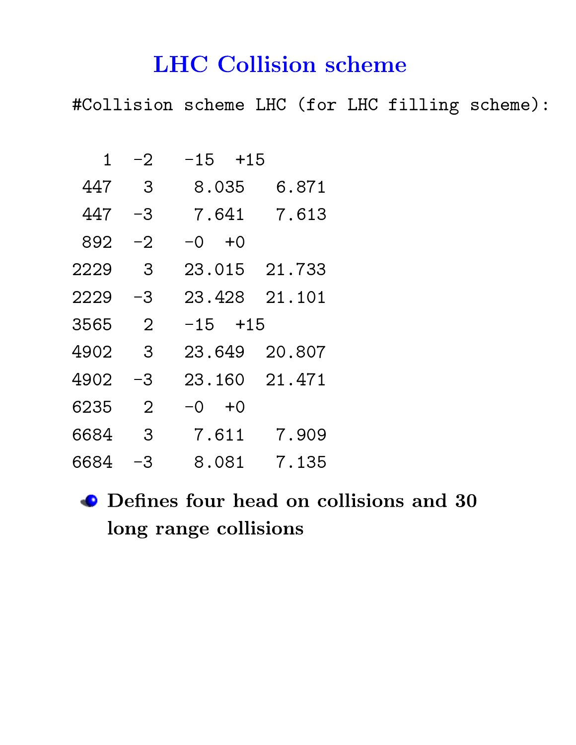# LHC Collision scheme

```
#Collision scheme LHC (for LHC filling scheme):

   1  -2   -15  +15
 447   3    8.035   6.871
 447  -3    7.641   7.613
 892  -2   -0   +0
2229   3   23.015  21.733
2229  -3   23.428  21.101
3565   2   -15  +15
4902   3   23.649  20.807
4902  -3   23.160  21.471
6235   2   -0   +0
6684   3    7.611   7.909
6684  -3    8.081   7.135
```

- **Defines four head on collisions and 30 long range collisions**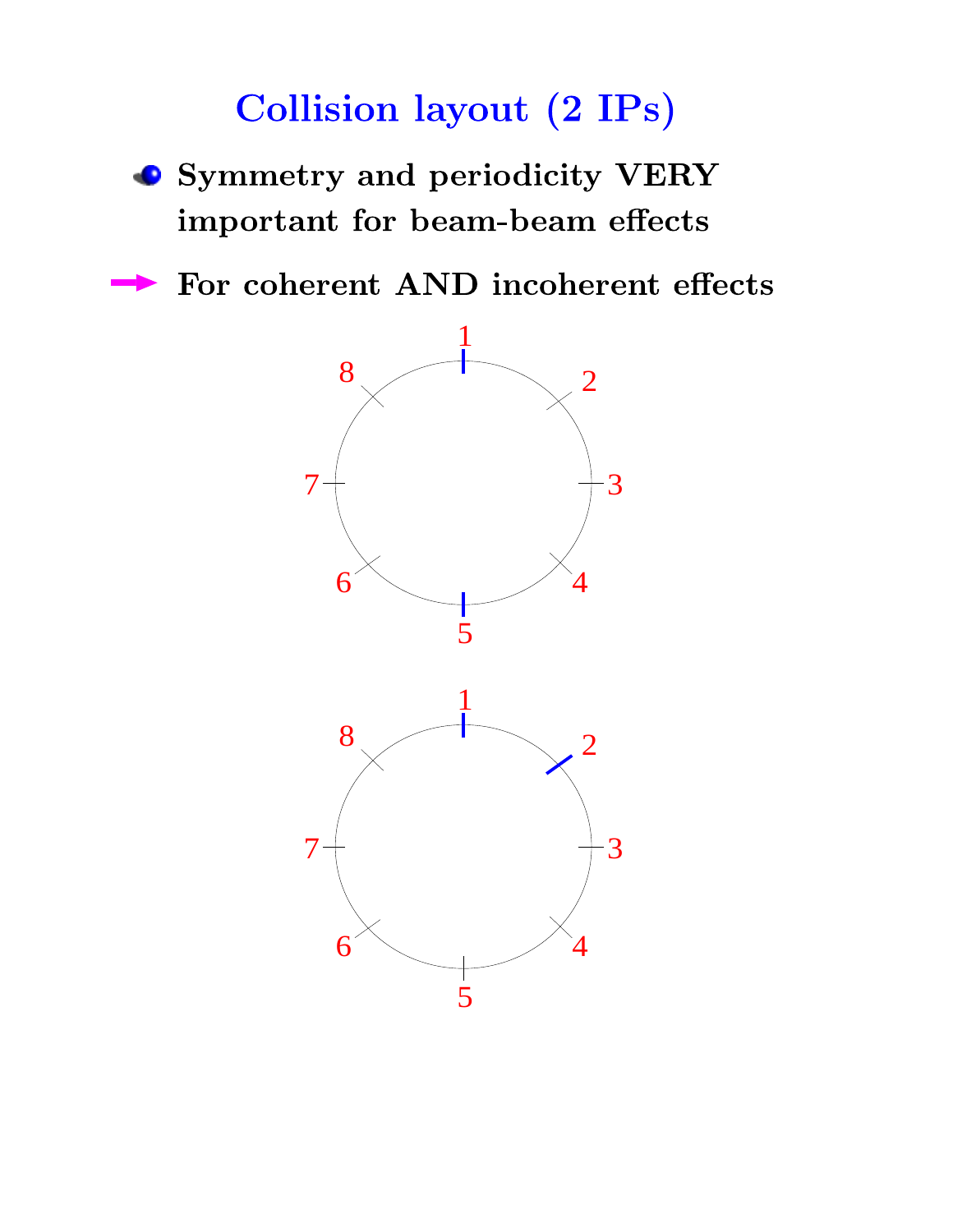# Collision layout (2 IPs)

- **Symmetry and periodicity VERY important for beam-beam effects**

→ **For coherent AND incoherent effects**

1 2 3 4 5 6 7 8

1 2 3 4 5 6 7 8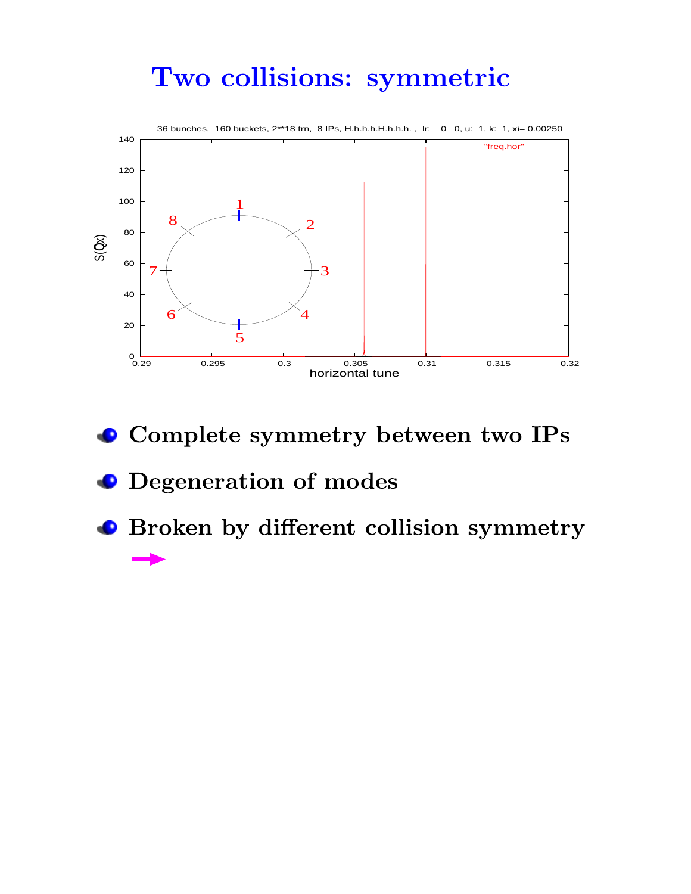# Two collisions: symmetric

36 bunches, 160 buckets, 2**18 trn, 8 IPs, H.h.h.h.H.h.h.h. , lr: 0 0, u: 1, k: 1, xi= 0.00250

- **Complete symmetry between two IPs**
- **Degeneration of modes**
- **Broken by different collision symmetry**

→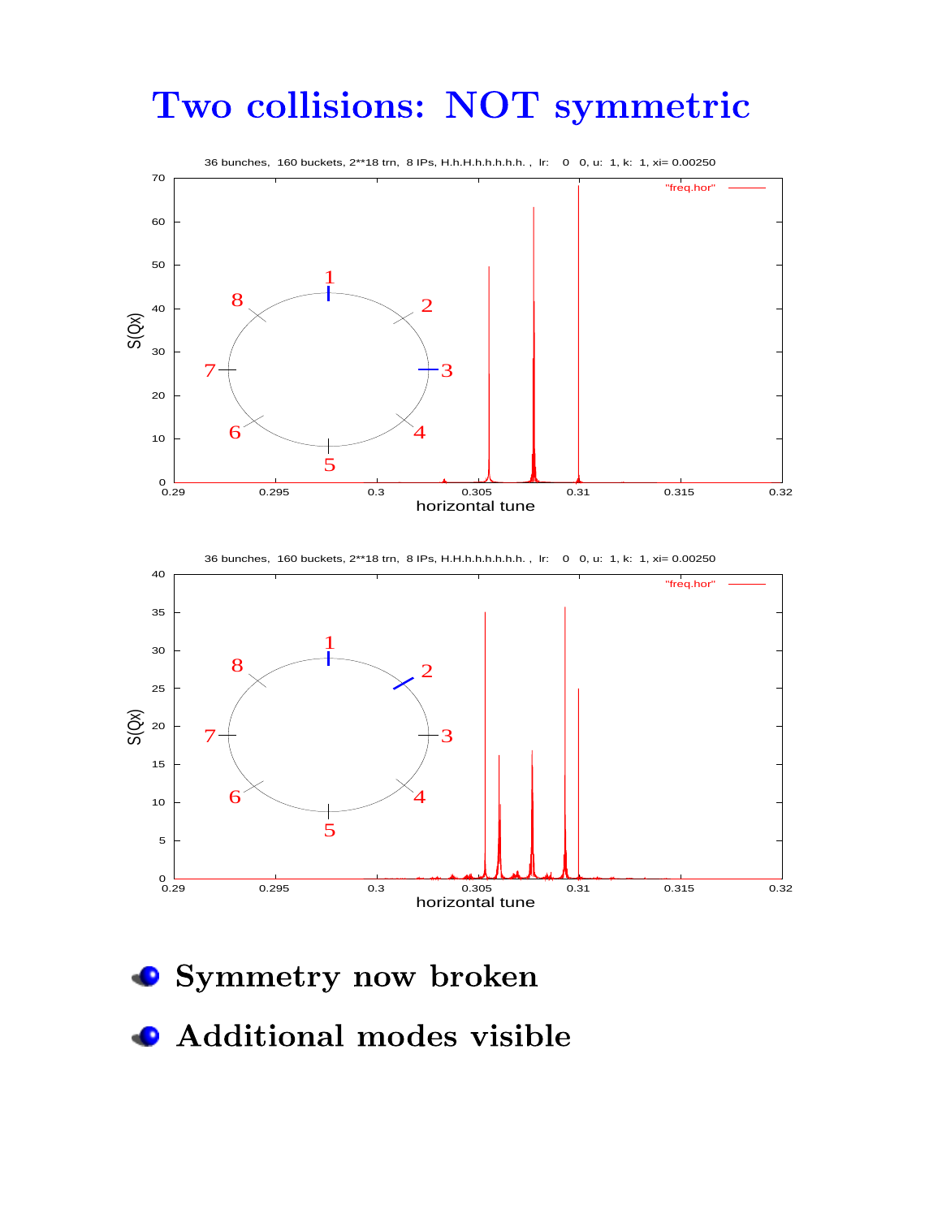# Two collisions: NOT symmetric

- **Symmetry now broken**
- **Additional modes visible**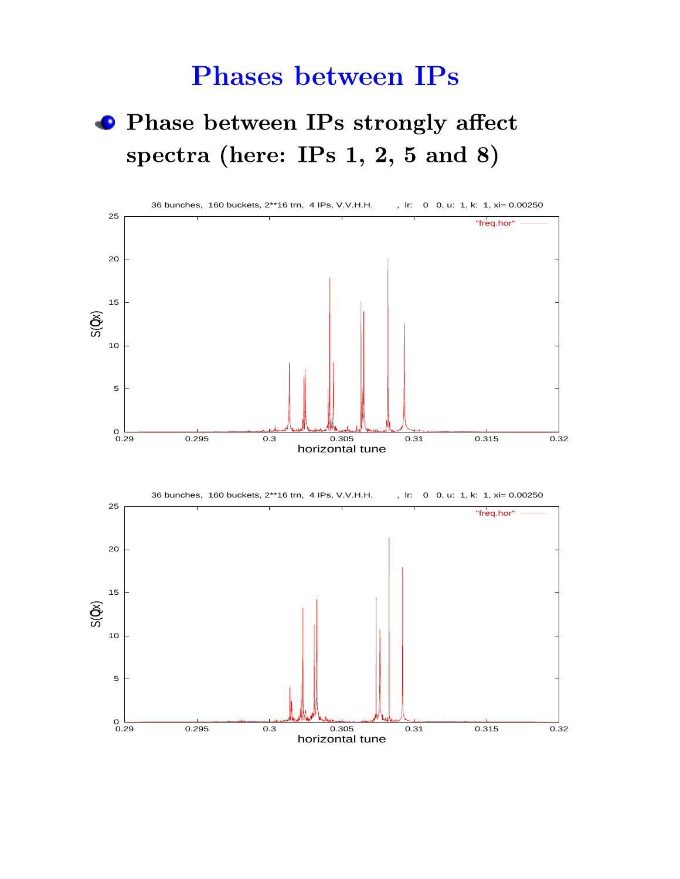# Phases between IPs

- **Phase between IPs strongly affect spectra (here: IPs 1, 2, 5 and 8)**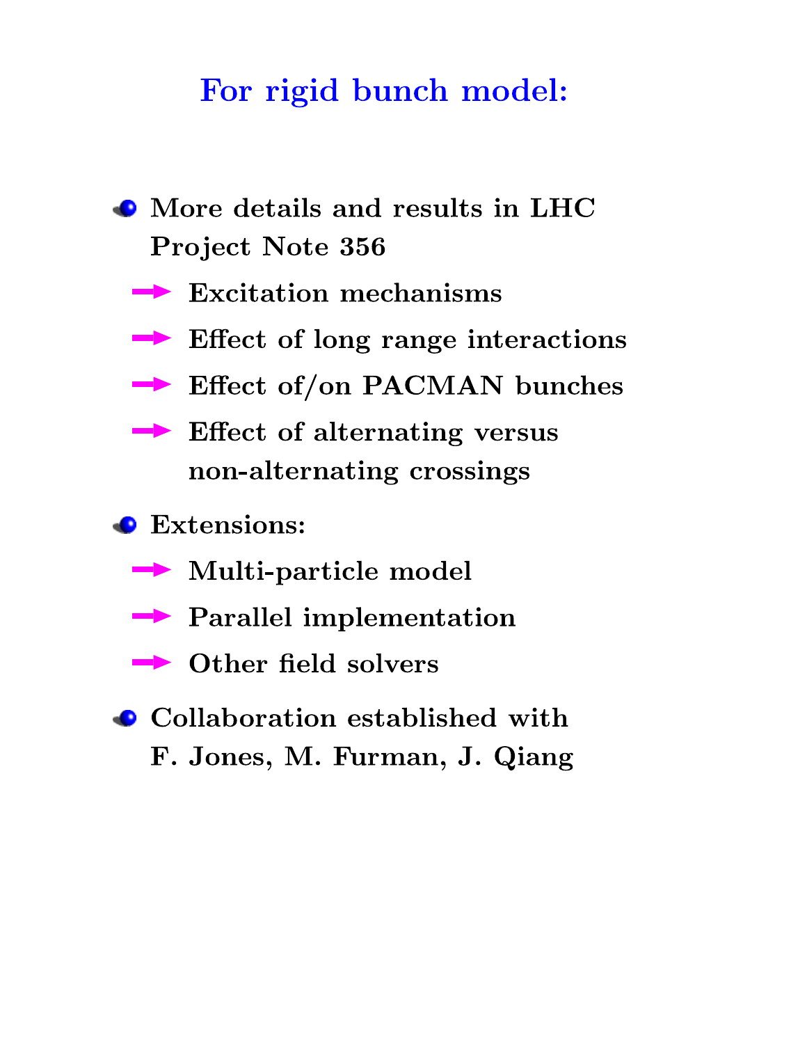# For rigid bunch model:

- **More details and results in LHC Project Note 356**
  - **Excitation mechanisms**
  - **Effect of long range interactions**
  - **Effect of/on PACMAN bunches**
  - **Effect of alternating versus non-alternating crossings**
- **Extensions:**
  - **Multi-particle model**
  - **Parallel implementation**
  - **Other field solvers**
- **Collaboration established with F. Jones, M. Furman, J. Qiang**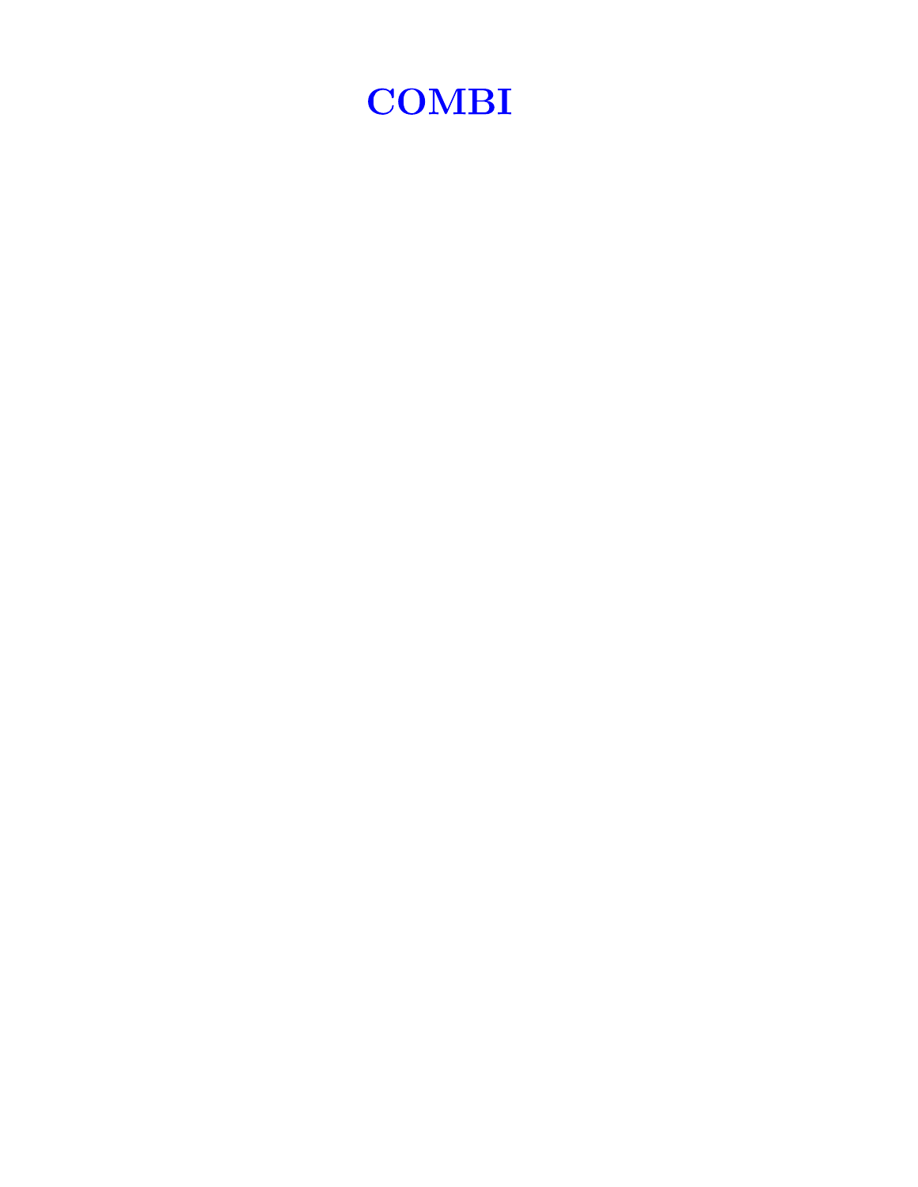# COMBI